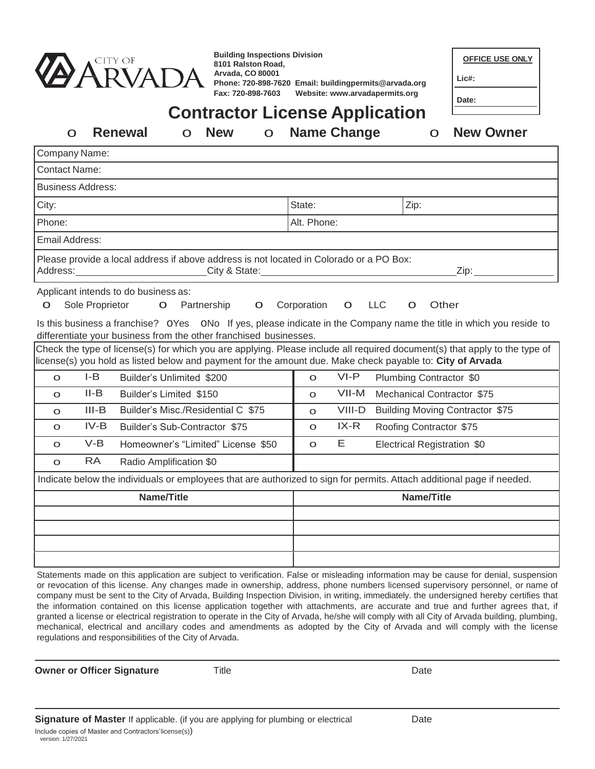CITY OF ARVADA

**Building Inspections Division**
**8101 Ralston Road,**
**Arvada, CO 80001**
**Phone: 720-898-7620 Email: buildingpermits@arvada.org**
**Fax: 720-898-7603 Website: www.arvadapermits.org**

| **OFFICE USE ONLY** |
|---|
| **Lic#:** |
| **Date:** |

# Contractor License Application

o **Renewal** o **New** o **Name Change** o **New Owner**

| | | |
|---|---|---|
| Company Name: | | |
| Contact Name: | | |
| Business Address: | | |
| City: | State: | Zip: |
| Phone: | Alt. Phone: | |
| Email Address: | | |

Please provide a local address if above address is not located in Colorado or a PO Box:
Address:\_\_\_\_\_\_\_\_\_\_\_\_\_\_\_\_\_\_\_\_ City & State:\_\_\_\_\_\_\_\_\_\_\_\_\_\_\_\_\_\_\_\_\_\_\_\_\_\_\_\_\_\_\_\_ Zip:\_\_\_\_\_\_\_\_\_\_\_\_

Applicant intends to do business as:
o Sole Proprietor o Partnership o Corporation o LLC o Other

Is this business a franchise? oYes oNo If yes, please indicate in the Company name the title in which you reside to differentiate your business from the other franchised businesses.

Check the type of license(s) for which you are applying. Please include all required document(s) that apply to the type of license(s) you hold as listed below and payment for the amount due. Make check payable to: **City of Arvada**

| | | | | | |
|---|---|---|---|---|---|
| o | I-B | Builder's Unlimited $200 | o | VI-P | Plumbing Contractor $0 |
| o | II-B | Builder's Limited $150 | o | VII-M | Mechanical Contractor $75 |
| o | III-B | Builder's Misc./Residential C $75 | o | VIII-D | Building Moving Contractor $75 |
| o | IV-B | Builder's Sub-Contractor $75 | o | IX-R | Roofing Contractor $75 |
| o | V-B | Homeowner's "Limited" License $50 | o | E | Electrical Registration $0 |
| o | RA | Radio Amplification $0 | | | |

Indicate below the individuals or employees that are authorized to sign for permits. Attach additional page if needed.

| **Name/Title** | **Name/Title** |
|---|---|
| | |
| | |
| | |
| | |

Statements made on this application are subject to verification. False or misleading information may be cause for denial, suspension or revocation of this license. Any changes made in ownership, address, phone numbers licensed supervisory personnel, or name of company must be sent to the City of Arvada, Building Inspection Division, in writing, immediately. the undersigned hereby certifies that the information contained on this license application together with attachments, are accurate and true and further agrees that, if granted a license or electrical registration to operate in the City of Arvada, he/she will comply with all City of Arvada building, plumbing, mechanical, electrical and ancillary codes and amendments as adopted by the City of Arvada and will comply with the license regulations and responsibilities of the City of Arvada.

\_\_\_\_\_\_\_\_\_\_\_\_\_\_\_\_\_\_\_\_\_\_\_\_\_\_\_\_\_\_\_\_\_\_\_\_\_\_\_\_\_\_\_\_\_\_\_\_\_\_\_\_\_\_\_\_\_\_\_\_

**Owner or Officer Signature** Title Date

\_\_\_\_\_\_\_\_\_\_\_\_\_\_\_\_\_\_\_\_\_\_\_\_\_\_\_\_\_\_\_\_\_\_\_\_\_\_\_\_\_\_\_\_\_\_\_\_\_\_\_\_\_\_\_\_\_\_\_\_

**Signature of Master** If applicable. (if you are applying for plumbing or electrical Date
Include copies of Master and Contractors' license(s))

version: 1/27/2021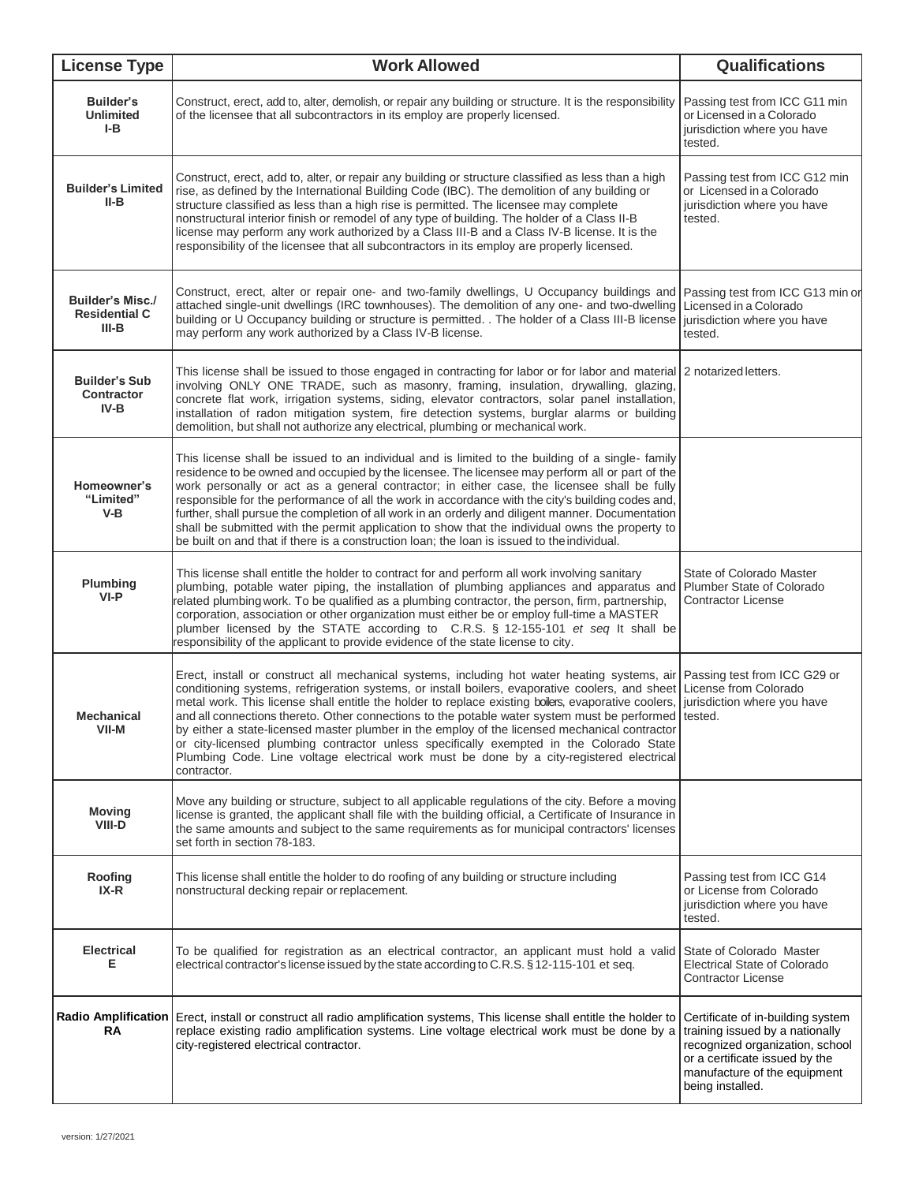| License Type | Work Allowed | Qualifications |
|---|---|---|
| **Builder's Unlimited I-B** | Construct, erect, add to, alter, demolish, or repair any building or structure. It is the responsibility of the licensee that all subcontractors in its employ are properly licensed. | Passing test from ICC G11 min or Licensed in a Colorado jurisdiction where you have tested. |
| **Builder's Limited II-B** | Construct, erect, add to, alter, or repair any building or structure classified as less than a high rise, as defined by the International Building Code (IBC). The demolition of any building or structure classified as less than a high rise is permitted. The licensee may complete nonstructural interior finish or remodel of any type of building. The holder of a Class II-B license may perform any work authorized by a Class III-B and a Class IV-B license. It is the responsibility of the licensee that all subcontractors in its employ are properly licensed. | Passing test from ICC G12 min or Licensed in a Colorado jurisdiction where you have tested. |
| **Builder's Misc./ Residential C III-B** | Construct, erect, alter or repair one- and two-family dwellings, U Occupancy buildings and attached single-unit dwellings (IRC townhouses). The demolition of any one- and two-dwelling building or U Occupancy building or structure is permitted. . The holder of a Class III-B license may perform any work authorized by a Class IV-B license. | Passing test from ICC G13 min or Licensed in a Colorado jurisdiction where you have tested. |
| **Builder's Sub Contractor IV-B** | This license shall be issued to those engaged in contracting for labor or for labor and material involving ONLY ONE TRADE, such as masonry, framing, insulation, drywalling, glazing, concrete flat work, irrigation systems, siding, elevator contractors, solar panel installation, installation of radon mitigation system, fire detection systems, burglar alarms or building demolition, but shall not authorize any electrical, plumbing or mechanical work. | 2 notarized letters. |
| **Homeowner's "Limited" V-B** | This license shall be issued to an individual and is limited to the building of a single- family residence to be owned and occupied by the licensee. The licensee may perform all or part of the work personally or act as a general contractor; in either case, the licensee shall be fully responsible for the performance of all the work in accordance with the city's building codes and, further, shall pursue the completion of all work in an orderly and diligent manner. Documentation shall be submitted with the permit application to show that the individual owns the property to be built on and that if there is a construction loan; the loan is issued to the individual. | |
| **Plumbing VI-P** | This license shall entitle the holder to contract for and perform all work involving sanitary plumbing, potable water piping, the installation of plumbing appliances and apparatus and related plumbing work. To be qualified as a plumbing contractor, the person, firm, partnership, corporation, association or other organization must either be or employ full-time a MASTER plumber licensed by the STATE according to C.R.S. § 12-155-101 *et seq* It shall be responsibility of the applicant to provide evidence of the state license to city. | State of Colorado Master Plumber State of Colorado Contractor License |
| **Mechanical VII-M** | Erect, install or construct all mechanical systems, including hot water heating systems, air conditioning systems, refrigeration systems, or install boilers, evaporative coolers, and sheet metal work. This license shall entitle the holder to replace existing boilers, evaporative coolers, and all connections thereto. Other connections to the potable water system must be performed by either a state-licensed master plumber in the employ of the licensed mechanical contractor or city-licensed plumbing contractor unless specifically exempted in the Colorado State Plumbing Code. Line voltage electrical work must be done by a city-registered electrical contractor. | Passing test from ICC G29 or License from Colorado jurisdiction where you have tested. |
| **Moving VIII-D** | Move any building or structure, subject to all applicable regulations of the city. Before a moving license is granted, the applicant shall file with the building official, a Certificate of Insurance in the same amounts and subject to the same requirements as for municipal contractors' licenses set forth in section 78-183. | |
| **Roofing IX-R** | This license shall entitle the holder to do roofing of any building or structure including nonstructural decking repair or replacement. | Passing test from ICC G14 or License from Colorado jurisdiction where you have tested. |
| **Electrical E** | To be qualified for registration as an electrical contractor, an applicant must hold a valid electrical contractor's license issued by the state according to C.R.S. § 12-115-101 et seq. | State of Colorado Master Electrical State of Colorado Contractor License |
| **Radio Amplification RA** | Erect, install or construct all radio amplification systems, This license shall entitle the holder to replace existing radio amplification systems. Line voltage electrical work must be done by a city-registered electrical contractor. | Certificate of in-building system training issued by a nationally recognized organization, school or a certificate issued by the manufacture of the equipment being installed. |

version: 1/27/2021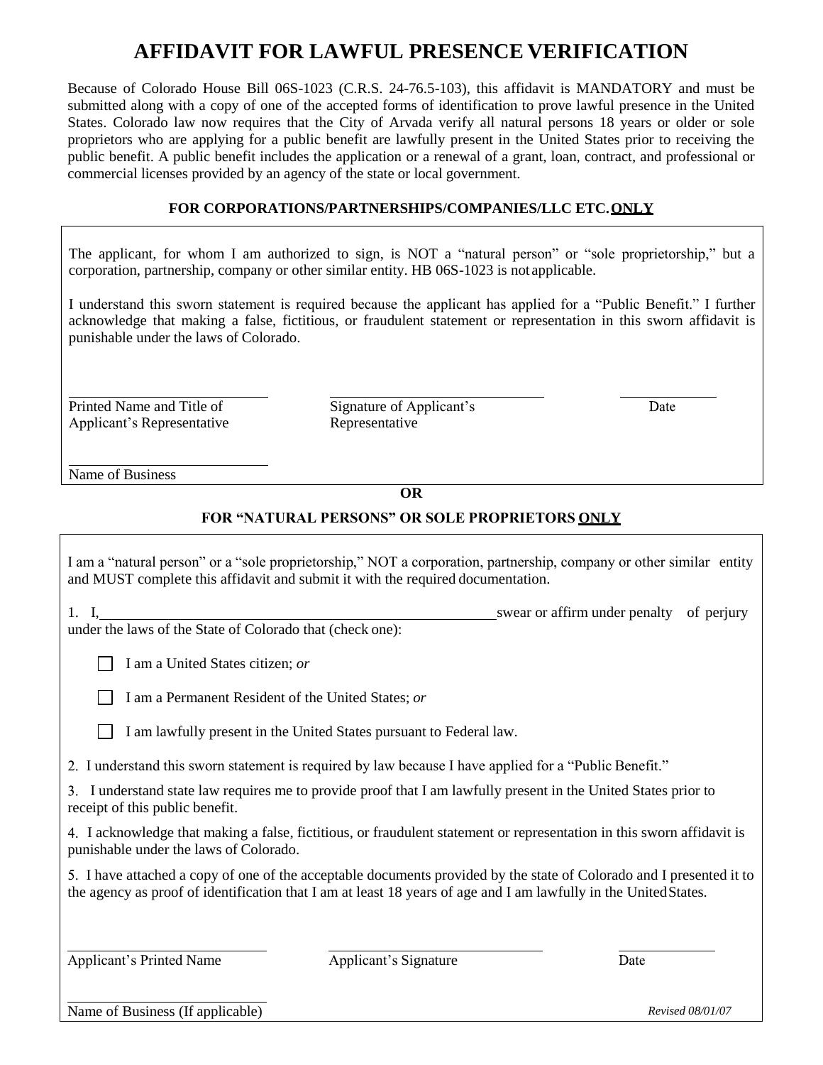# AFFIDAVIT FOR LAWFUL PRESENCE VERIFICATION

Because of Colorado House Bill 06S-1023 (C.R.S. 24-76.5-103), this affidavit is MANDATORY and must be submitted along with a copy of one of the accepted forms of identification to prove lawful presence in the United States. Colorado law now requires that the City of Arvada verify all natural persons 18 years or older or sole proprietors who are applying for a public benefit are lawfully present in the United States prior to receiving the public benefit. A public benefit includes the application or a renewal of a grant, loan, contract, and professional or commercial licenses provided by an agency of the state or local government.

### FOR CORPORATIONS/PARTNERSHIPS/COMPANIES/LLC ETC. ONLY

The applicant, for whom I am authorized to sign, is NOT a "natural person" or "sole proprietorship," but a corporation, partnership, company or other similar entity. HB 06S-1023 is not applicable.

I understand this sworn statement is required because the applicant has applied for a "Public Benefit." I further acknowledge that making a false, fictitious, or fraudulent statement or representation in this sworn affidavit is punishable under the laws of Colorado.

| ____________________ | ____________________ | __________ |
|---|---|---|
| Printed Name and Title of Applicant's Representative | Signature of Applicant's Representative | Date |

____________________
Name of Business

**OR**

### FOR "NATURAL PERSONS" OR SOLE PROPRIETORS ONLY

I am a "natural person" or a "sole proprietorship," NOT a corporation, partnership, company or other similar entity and MUST complete this affidavit and submit it with the required documentation.

1. I, ________________________________________ swear or affirm under penalty of perjury under the laws of the State of Colorado that (check one):

   ☐ I am a United States citizen; *or*

   ☐ I am a Permanent Resident of the United States; *or*

   ☐ I am lawfully present in the United States pursuant to Federal law.

2. I understand this sworn statement is required by law because I have applied for a "Public Benefit."

3. I understand state law requires me to provide proof that I am lawfully present in the United States prior to receipt of this public benefit.

4. I acknowledge that making a false, fictitious, or fraudulent statement or representation in this sworn affidavit is punishable under the laws of Colorado.

5. I have attached a copy of one of the acceptable documents provided by the state of Colorado and I presented it to the agency as proof of identification that I am at least 18 years of age and I am lawfully in the United States.

| ____________________ | ____________________ | __________ |
|---|---|---|
| Applicant's Printed Name | Applicant's Signature | Date |

____________________
Name of Business (If applicable)

*Revised 08/01/07*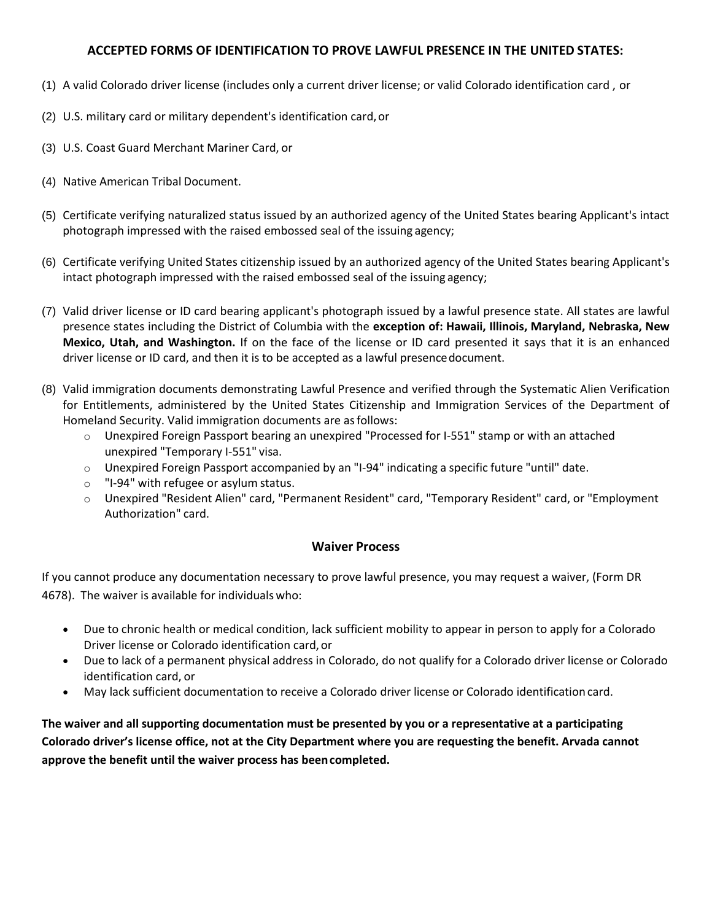## ACCEPTED FORMS OF IDENTIFICATION TO PROVE LAWFUL PRESENCE IN THE UNITED STATES:

(1) A valid Colorado driver license (includes only a current driver license; or valid Colorado identification card , or

(2) U.S. military card or military dependent's identification card, or

(3) U.S. Coast Guard Merchant Mariner Card, or

(4) Native American Tribal Document.

(5) Certificate verifying naturalized status issued by an authorized agency of the United States bearing Applicant's intact photograph impressed with the raised embossed seal of the issuing agency;

(6) Certificate verifying United States citizenship issued by an authorized agency of the United States bearing Applicant's intact photograph impressed with the raised embossed seal of the issuing agency;

(7) Valid driver license or ID card bearing applicant's photograph issued by a lawful presence state. All states are lawful presence states including the District of Columbia with the **exception of: Hawaii, Illinois, Maryland, Nebraska, New Mexico, Utah, and Washington.** If on the face of the license or ID card presented it says that it is an enhanced driver license or ID card, and then it is to be accepted as a lawful presence document.

(8) Valid immigration documents demonstrating Lawful Presence and verified through the Systematic Alien Verification for Entitlements, administered by the United States Citizenship and Immigration Services of the Department of Homeland Security. Valid immigration documents are as follows:
   - Unexpired Foreign Passport bearing an unexpired "Processed for I-551" stamp or with an attached unexpired "Temporary I-551" visa.
   - Unexpired Foreign Passport accompanied by an "I-94" indicating a specific future "until" date.
   - "I-94" with refugee or asylum status.
   - Unexpired "Resident Alien" card, "Permanent Resident" card, "Temporary Resident" card, or "Employment Authorization" card.

### Waiver Process

If you cannot produce any documentation necessary to prove lawful presence, you may request a waiver, (Form DR 4678). The waiver is available for individuals who:

- Due to chronic health or medical condition, lack sufficient mobility to appear in person to apply for a Colorado Driver license or Colorado identification card, or
- Due to lack of a permanent physical address in Colorado, do not qualify for a Colorado driver license or Colorado identification card, or
- May lack sufficient documentation to receive a Colorado driver license or Colorado identification card.

**The waiver and all supporting documentation must be presented by you or a representative at a participating Colorado driver's license office, not at the City Department where you are requesting the benefit. Arvada cannot approve the benefit until the waiver process has been completed.**